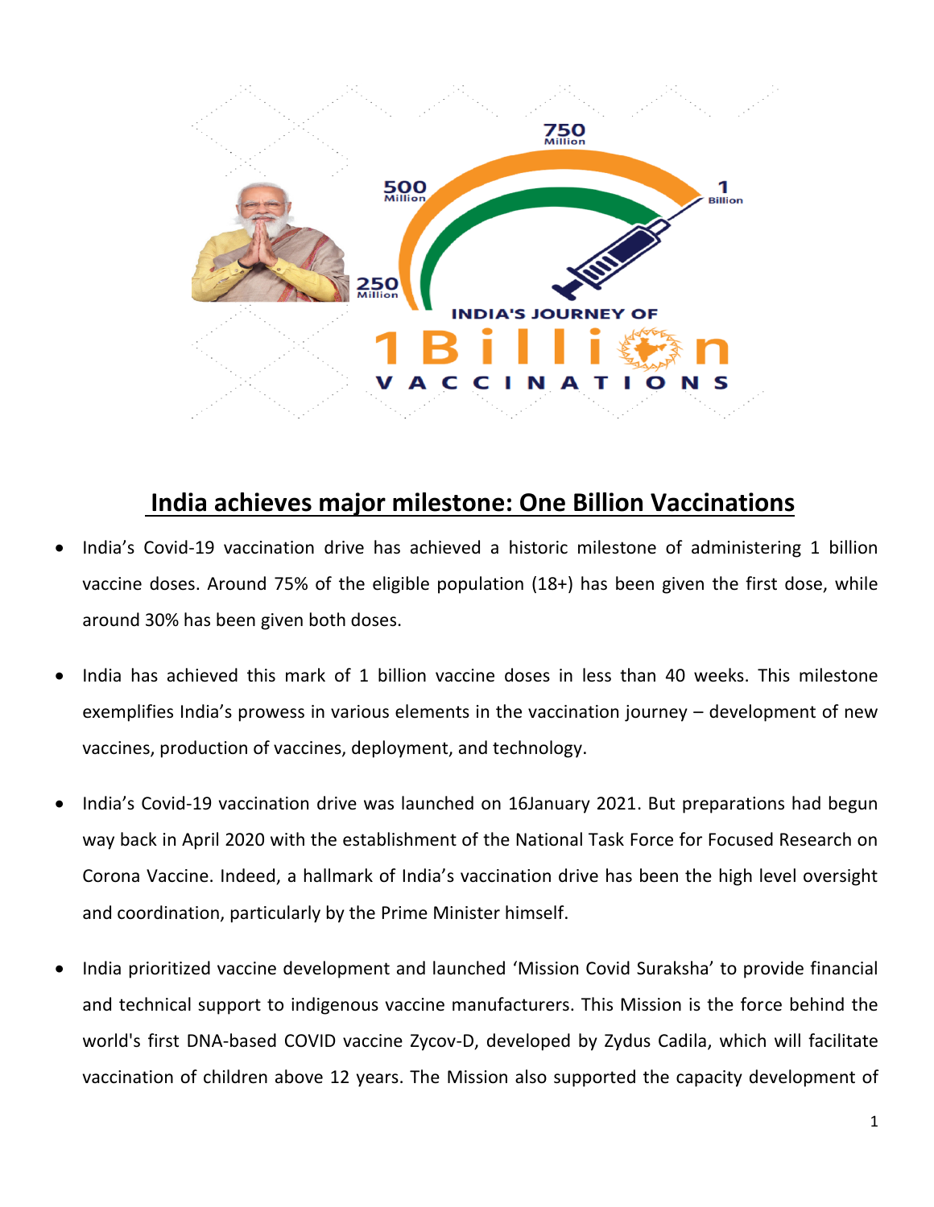# India achieves major milestone: One Billion Vaccinations

- India's Covid-19 vaccination drive has achieved a historic milestone of administering 1 billion vaccine doses. Around 75% of the eligible population (18+) has been given the first dose, while around 30% has been given both doses.

- India has achieved this mark of 1 billion vaccine doses in less than 40 weeks. This milestone exemplifies India's prowess in various elements in the vaccination journey – development of new vaccines, production of vaccines, deployment, and technology.

- India's Covid-19 vaccination drive was launched on 16January 2021. But preparations had begun way back in April 2020 with the establishment of the National Task Force for Focused Research on Corona Vaccine. Indeed, a hallmark of India's vaccination drive has been the high level oversight and coordination, particularly by the Prime Minister himself.

- India prioritized vaccine development and launched 'Mission Covid Suraksha' to provide financial and technical support to indigenous vaccine manufacturers. This Mission is the force behind the world's first DNA-based COVID vaccine Zycov-D, developed by Zydus Cadila, which will facilitate vaccination of children above 12 years. The Mission also supported the capacity development of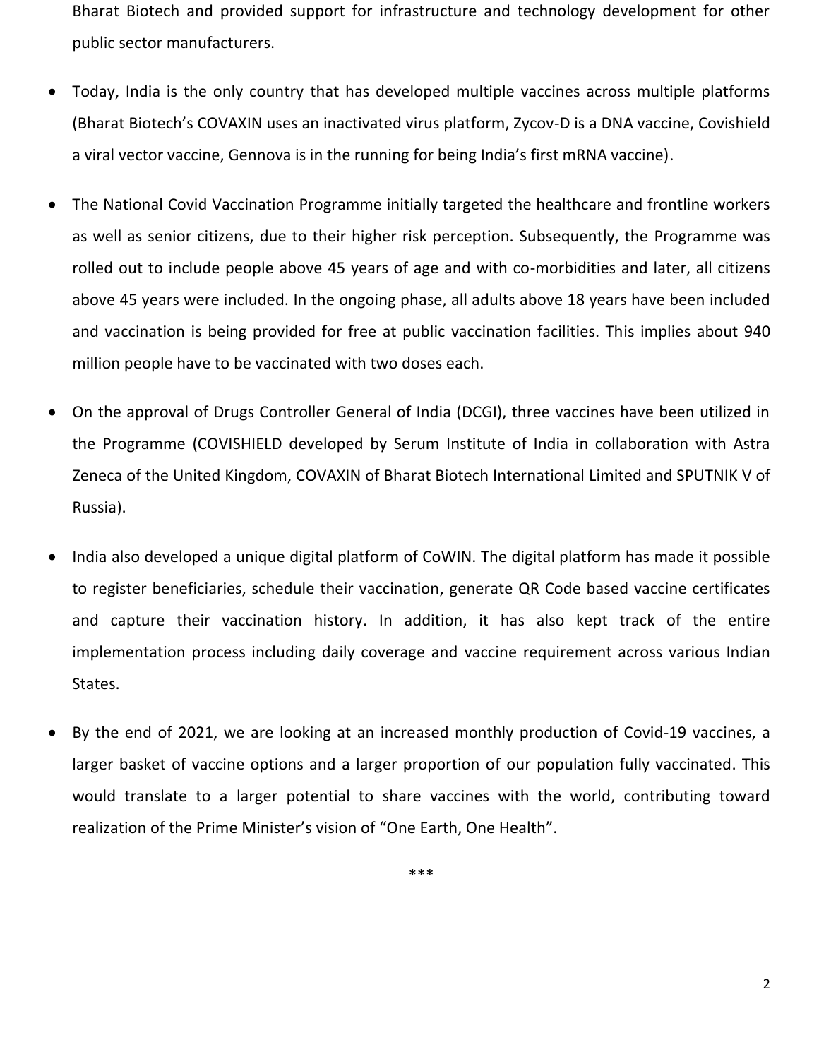Bharat Biotech and provided support for infrastructure and technology development for other public sector manufacturers.

- Today, India is the only country that has developed multiple vaccines across multiple platforms (Bharat Biotech's COVAXIN uses an inactivated virus platform, Zycov-D is a DNA vaccine, Covishield a viral vector vaccine, Gennova is in the running for being India's first mRNA vaccine).

- The National Covid Vaccination Programme initially targeted the healthcare and frontline workers as well as senior citizens, due to their higher risk perception. Subsequently, the Programme was rolled out to include people above 45 years of age and with co-morbidities and later, all citizens above 45 years were included. In the ongoing phase, all adults above 18 years have been included and vaccination is being provided for free at public vaccination facilities. This implies about 940 million people have to be vaccinated with two doses each.

- On the approval of Drugs Controller General of India (DCGI), three vaccines have been utilized in the Programme (COVISHIELD developed by Serum Institute of India in collaboration with Astra Zeneca of the United Kingdom, COVAXIN of Bharat Biotech International Limited and SPUTNIK V of Russia).

- India also developed a unique digital platform of CoWIN. The digital platform has made it possible to register beneficiaries, schedule their vaccination, generate QR Code based vaccine certificates and capture their vaccination history. In addition, it has also kept track of the entire implementation process including daily coverage and vaccine requirement across various Indian States.

- By the end of 2021, we are looking at an increased monthly production of Covid-19 vaccines, a larger basket of vaccine options and a larger proportion of our population fully vaccinated. This would translate to a larger potential to share vaccines with the world, contributing toward realization of the Prime Minister's vision of "One Earth, One Health".

***